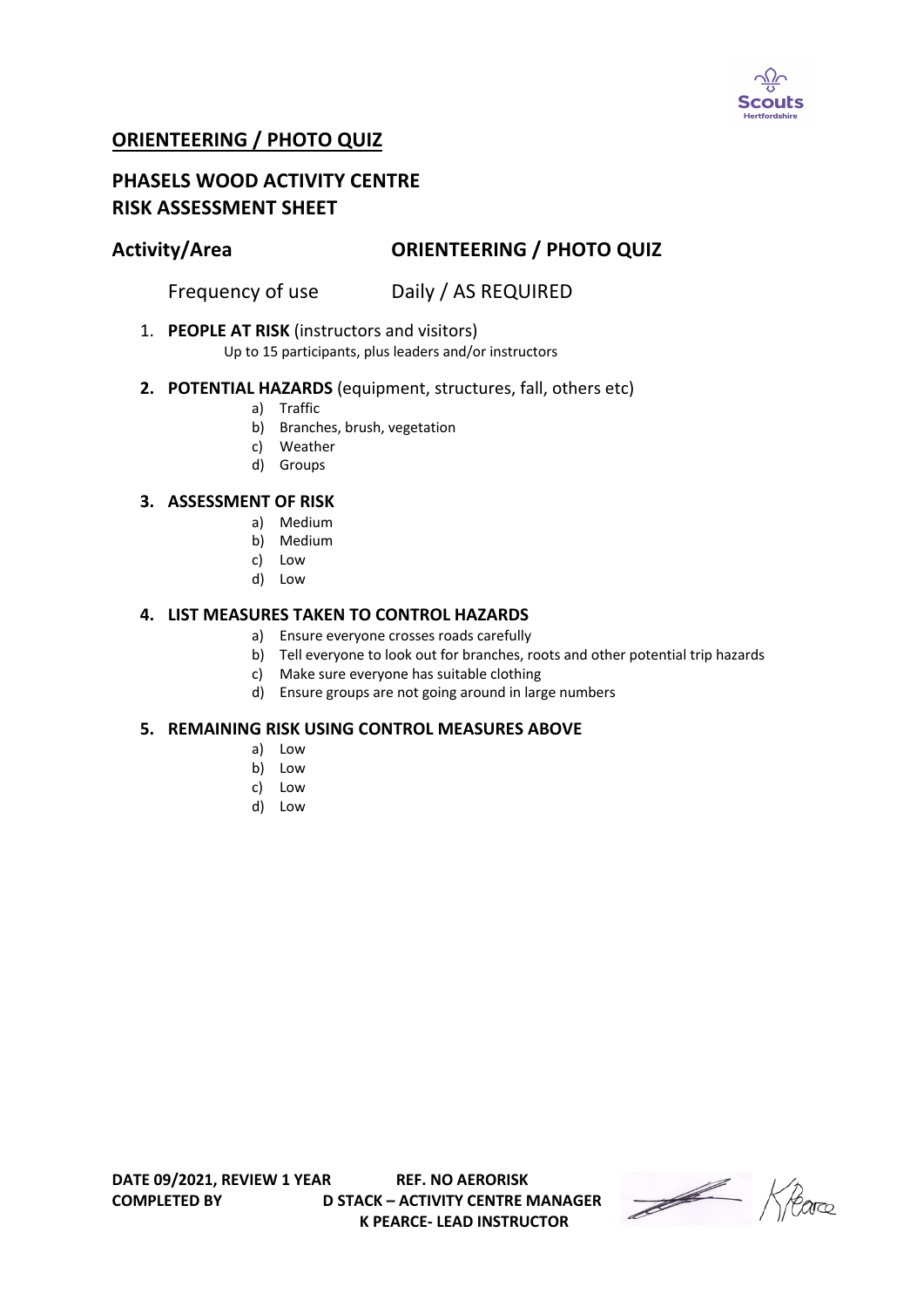# ORIENTEERING / PHOTO QUIZ

## PHASELS WOOD ACTIVITY CENTRE
## RISK ASSESSMENT SHEET

**Activity/Area** **ORIENTEERING / PHOTO QUIZ**

Frequency of use Daily / AS REQUIRED

1. **PEOPLE AT RISK** (instructors and visitors)
   Up to 15 participants, plus leaders and/or instructors

2. **POTENTIAL HAZARDS** (equipment, structures, fall, others etc)
   a) Traffic
   b) Branches, brush, vegetation
   c) Weather
   d) Groups

3. **ASSESSMENT OF RISK**
   a) Medium
   b) Medium
   c) Low
   d) Low

4. **LIST MEASURES TAKEN TO CONTROL HAZARDS**
   a) Ensure everyone crosses roads carefully
   b) Tell everyone to look out for branches, roots and other potential trip hazards
   c) Make sure everyone has suitable clothing
   d) Ensure groups are not going around in large numbers

5. **REMAINING RISK USING CONTROL MEASURES ABOVE**
   a) Low
   b) Low
   c) Low
   d) Low

**DATE 09/2021, REVIEW 1 YEAR** **REF. NO AERORISK**

**COMPLETED BY** **D STACK – ACTIVITY CENTRE MANAGER**
**K PEARCE- LEAD INSTRUCTOR**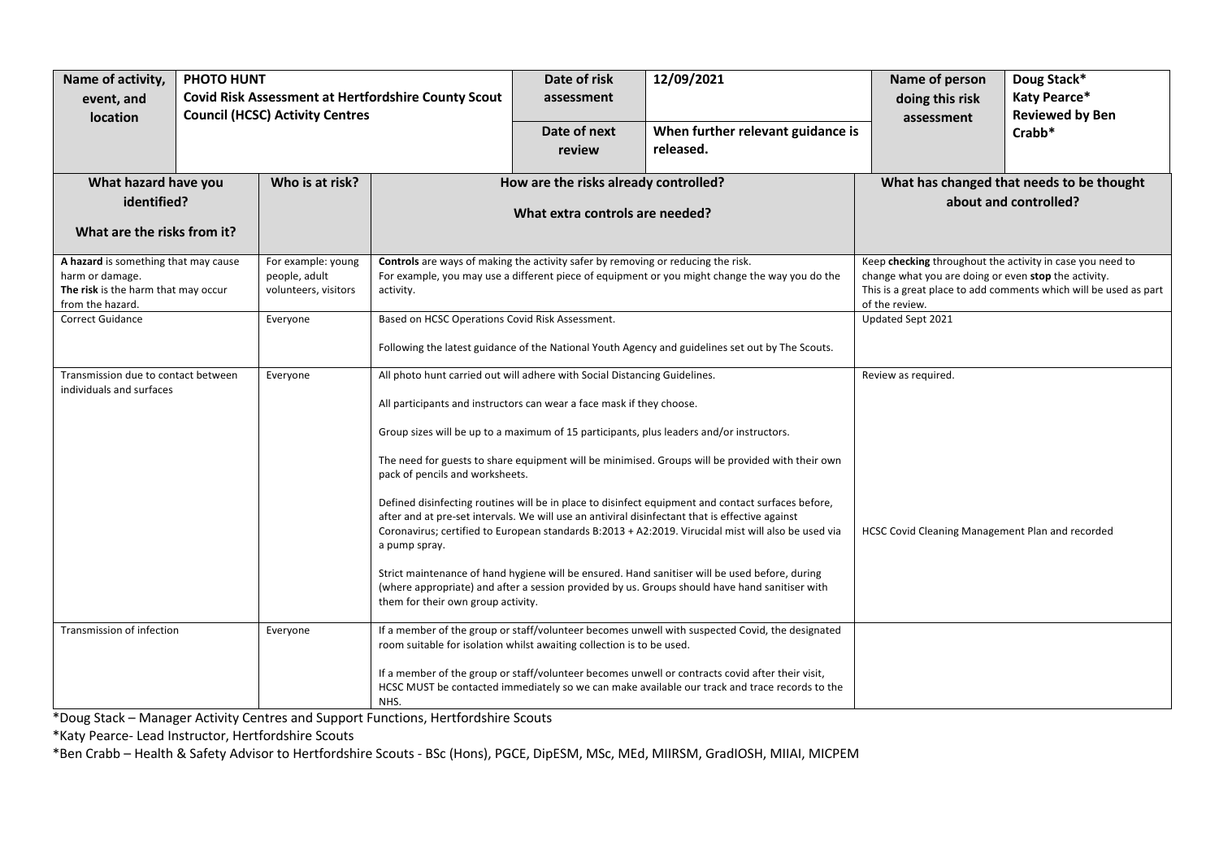| Name of activity, event, and location | PHOTO HUNT<br>Covid Risk Assessment at Hertfordshire County Scout Council (HCSC) Activity Centres | Date of risk assessment | 12/09/2021 | Name of person doing this risk assessment | Doug Stack*<br>Katy Pearce*<br>Reviewed by Ben Crabb* |
|---|---|---|---|---|---|
| | | Date of next review | When further relevant guidance is released. | | |

| What hazard have you identified?<br><br>What are the risks from it? | Who is at risk? | How are the risks already controlled?<br><br>What extra controls are needed? | What has changed that needs to be thought about and controlled? |
|---|---|---|---|
| **A hazard** is something that may cause harm or damage.<br>**The risk** is the harm that may occur from the hazard. | For example: young people, adult volunteers, visitors | **Controls** are ways of making the activity safer by removing or reducing the risk.<br>For example, you may use a different piece of equipment or you might change the way you do the activity. | Keep **checking** throughout the activity in case you need to change what you are doing or even **stop** the activity.<br>This is a great place to add comments which will be used as part of the review. |
| Correct Guidance | Everyone | Based on HCSC Operations Covid Risk Assessment.<br><br>Following the latest guidance of the National Youth Agency and guidelines set out by The Scouts. | Updated Sept 2021 |
| Transmission due to contact between individuals and surfaces | Everyone | All photo hunt carried out will adhere with Social Distancing Guidelines.<br><br>All participants and instructors can wear a face mask if they choose.<br><br>Group sizes will be up to a maximum of 15 participants, plus leaders and/or instructors.<br><br>The need for guests to share equipment will be minimised. Groups will be provided with their own pack of pencils and worksheets.<br><br>Defined disinfecting routines will be in place to disinfect equipment and contact surfaces before, after and at pre-set intervals. We will use an antiviral disinfectant that is effective against Coronavirus; certified to European standards B:2013 + A2:2019. Virucidal mist will also be used via a pump spray.<br><br>Strict maintenance of hand hygiene will be ensured. Hand sanitiser will be used before, during (where appropriate) and after a session provided by us. Groups should have hand sanitiser with them for their own group activity. | Review as required.<br><br>HCSC Covid Cleaning Management Plan and recorded |
| Transmission of infection | Everyone | If a member of the group or staff/volunteer becomes unwell with suspected Covid, the designated room suitable for isolation whilst awaiting collection is to be used.<br><br>If a member of the group or staff/volunteer becomes unwell or contracts covid after their visit, HCSC MUST be contacted immediately so we can make available our track and trace records to the NHS. | |

*Doug Stack – Manager Activity Centres and Support Functions, Hertfordshire Scouts

*Katy Pearce- Lead Instructor, Hertfordshire Scouts

*Ben Crabb – Health & Safety Advisor to Hertfordshire Scouts - BSc (Hons), PGCE, DipESM, MSc, MEd, MIIRSM, GradIOSH, MIIAI, MICPEM